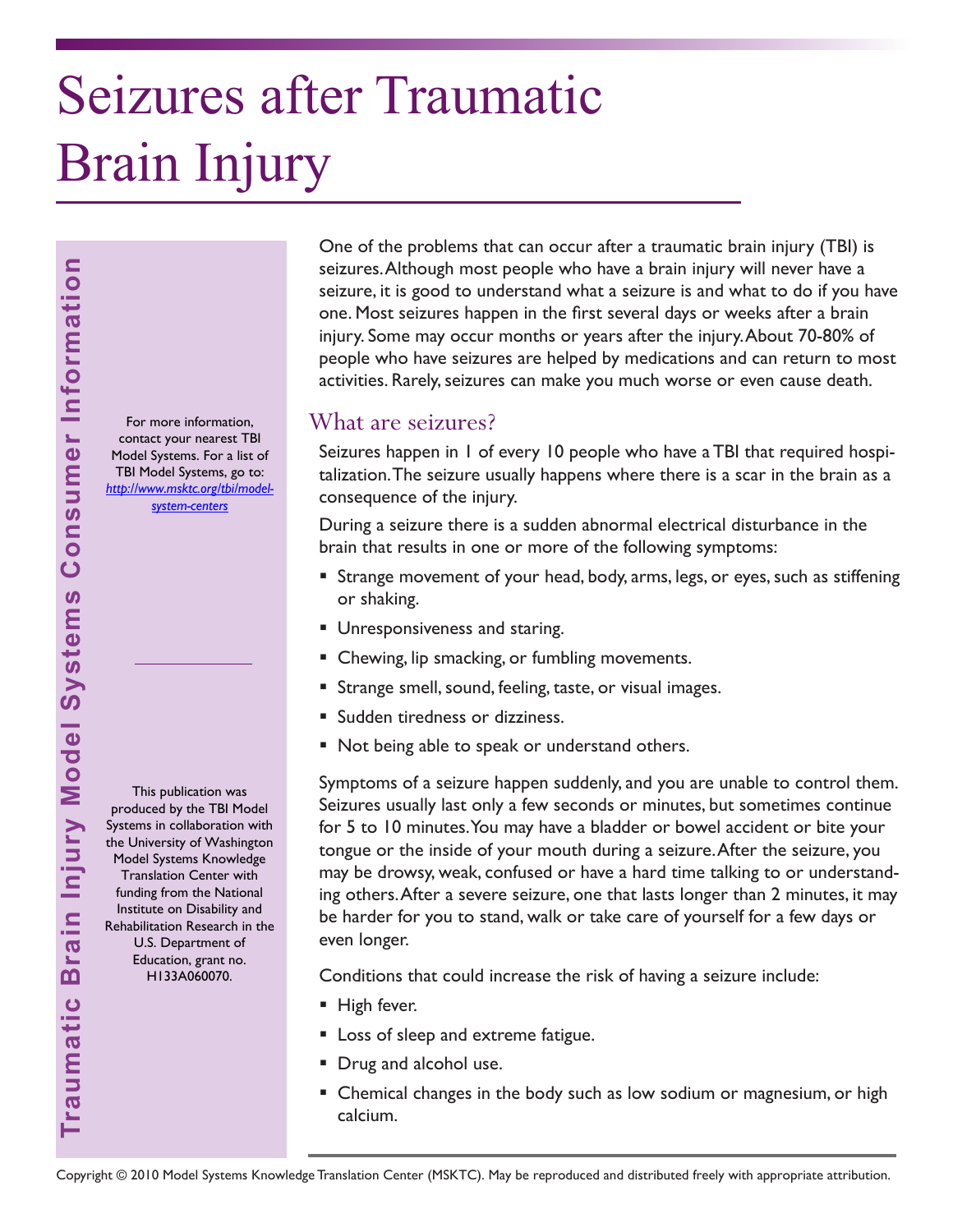# Seizures after Traumatic Brain Injury

Traumatic Brain Injury Model Systems Consumer Information

For more information, contact your nearest TBI Model Systems. For a list of TBI Model Systems, go to: *http://www.msktc.org/tbi/model-system-centers*

This publication was produced by the TBI Model Systems in collaboration with the University of Washington Model Systems Knowledge Translation Center with funding from the National Institute on Disability and Rehabilitation Research in the U.S. Department of Education, grant no. H133A060070.

One of the problems that can occur after a traumatic brain injury (TBI) is seizures. Although most people who have a brain injury will never have a seizure, it is good to understand what a seizure is and what to do if you have one. Most seizures happen in the first several days or weeks after a brain injury. Some may occur months or years after the injury. About 70-80% of people who have seizures are helped by medications and can return to most activities. Rarely, seizures can make you much worse or even cause death.

## What are seizures?

Seizures happen in 1 of every 10 people who have a TBI that required hospitalization. The seizure usually happens where there is a scar in the brain as a consequence of the injury.

During a seizure there is a sudden abnormal electrical disturbance in the brain that results in one or more of the following symptoms:

- Strange movement of your head, body, arms, legs, or eyes, such as stiffening or shaking.
- Unresponsiveness and staring.
- Chewing, lip smacking, or fumbling movements.
- Strange smell, sound, feeling, taste, or visual images.
- Sudden tiredness or dizziness.
- Not being able to speak or understand others.

Symptoms of a seizure happen suddenly, and you are unable to control them. Seizures usually last only a few seconds or minutes, but sometimes continue for 5 to 10 minutes. You may have a bladder or bowel accident or bite your tongue or the inside of your mouth during a seizure. After the seizure, you may be drowsy, weak, confused or have a hard time talking to or understanding others. After a severe seizure, one that lasts longer than 2 minutes, it may be harder for you to stand, walk or take care of yourself for a few days or even longer.

Conditions that could increase the risk of having a seizure include:

- High fever.
- Loss of sleep and extreme fatigue.
- Drug and alcohol use.
- Chemical changes in the body such as low sodium or magnesium, or high calcium.

Copyright © 2010 Model Systems Knowledge Translation Center (MSKTC). May be reproduced and distributed freely with appropriate attribution.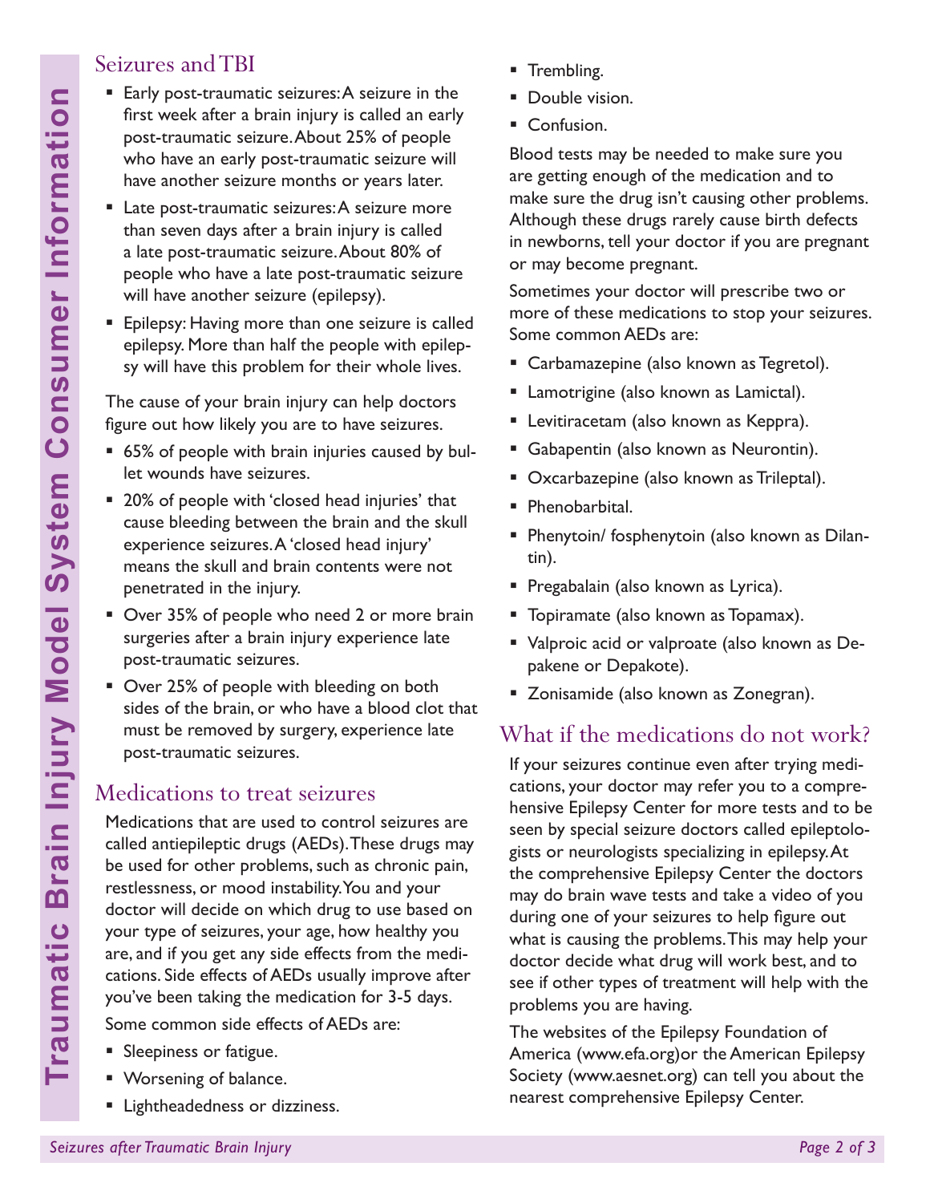## Seizures and TBI

- Early post-traumatic seizures: A seizure in the first week after a brain injury is called an early post-traumatic seizure. About 25% of people who have an early post-traumatic seizure will have another seizure months or years later.
- Late post-traumatic seizures: A seizure more than seven days after a brain injury is called a late post-traumatic seizure. About 80% of people who have a late post-traumatic seizure will have another seizure (epilepsy).
- Epilepsy: Having more than one seizure is called epilepsy. More than half the people with epilepsy will have this problem for their whole lives.

The cause of your brain injury can help doctors figure out how likely you are to have seizures.

- 65% of people with brain injuries caused by bullet wounds have seizures.
- 20% of people with 'closed head injuries' that cause bleeding between the brain and the skull experience seizures. A 'closed head injury' means the skull and brain contents were not penetrated in the injury.
- Over 35% of people who need 2 or more brain surgeries after a brain injury experience late post-traumatic seizures.
- Over 25% of people with bleeding on both sides of the brain, or who have a blood clot that must be removed by surgery, experience late post-traumatic seizures.

## Medications to treat seizures

Medications that are used to control seizures are called antiepileptic drugs (AEDs). These drugs may be used for other problems, such as chronic pain, restlessness, or mood instability. You and your doctor will decide on which drug to use based on your type of seizures, your age, how healthy you are, and if you get any side effects from the medications. Side effects of AEDs usually improve after you've been taking the medication for 3-5 days.

Some common side effects of AEDs are:

- Sleepiness or fatigue.
- Worsening of balance.
- Lightheadedness or dizziness.
- Trembling.
- Double vision.
- Confusion.

Blood tests may be needed to make sure you are getting enough of the medication and to make sure the drug isn't causing other problems. Although these drugs rarely cause birth defects in newborns, tell your doctor if you are pregnant or may become pregnant.

Sometimes your doctor will prescribe two or more of these medications to stop your seizures. Some common AEDs are:

- Carbamazepine (also known as Tegretol).
- Lamotrigine (also known as Lamictal).
- Levitiracetam (also known as Keppra).
- Gabapentin (also known as Neurontin).
- Oxcarbazepine (also known as Trileptal).
- Phenobarbital.
- Phenytoin/ fosphenytoin (also known as Dilantin).
- Pregabalain (also known as Lyrica).
- Topiramate (also known as Topamax).
- Valproic acid or valproate (also known as Depakene or Depakote).
- Zonisamide (also known as Zonegran).

## What if the medications do not work?

If your seizures continue even after trying medications, your doctor may refer you to a comprehensive Epilepsy Center for more tests and to be seen by special seizure doctors called epileptologists or neurologists specializing in epilepsy. At the comprehensive Epilepsy Center the doctors may do brain wave tests and take a video of you during one of your seizures to help figure out what is causing the problems. This may help your doctor decide what drug will work best, and to see if other types of treatment will help with the problems you are having.

The websites of the Epilepsy Foundation of America (www.efa.org)or the American Epilepsy Society (www.aesnet.org) can tell you about the nearest comprehensive Epilepsy Center.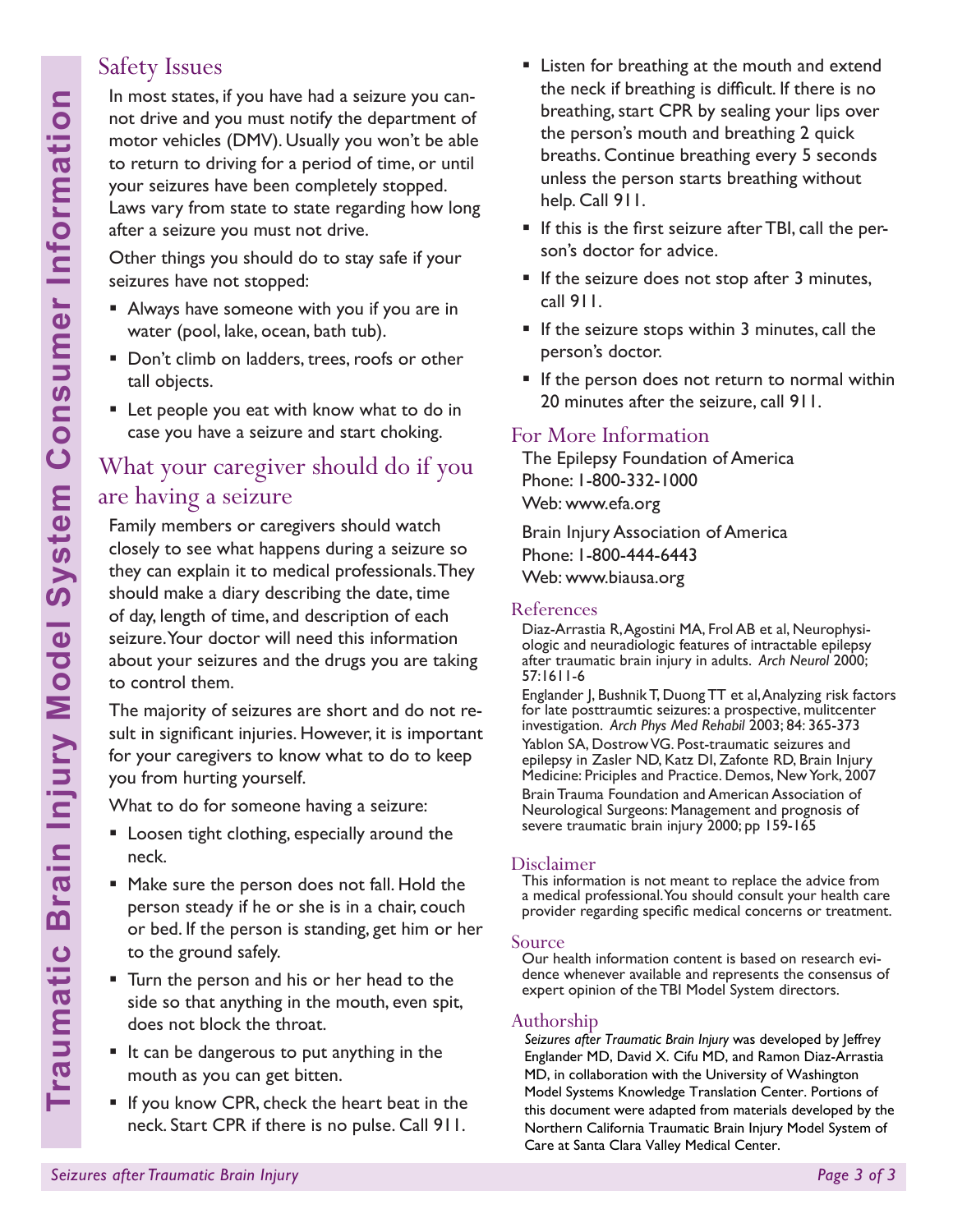## Safety Issues

In most states, if you have had a seizure you cannot drive and you must notify the department of motor vehicles (DMV). Usually you won't be able to return to driving for a period of time, or until your seizures have been completely stopped. Laws vary from state to state regarding how long after a seizure you must not drive.

Other things you should do to stay safe if your seizures have not stopped:

- Always have someone with you if you are in water (pool, lake, ocean, bath tub).
- Don't climb on ladders, trees, roofs or other tall objects.
- Let people you eat with know what to do in case you have a seizure and start choking.

## What your caregiver should do if you are having a seizure

Family members or caregivers should watch closely to see what happens during a seizure so they can explain it to medical professionals. They should make a diary describing the date, time of day, length of time, and description of each seizure. Your doctor will need this information about your seizures and the drugs you are taking to control them.

The majority of seizures are short and do not result in significant injuries. However, it is important for your caregivers to know what to do to keep you from hurting yourself.

What to do for someone having a seizure:

- Loosen tight clothing, especially around the neck.
- Make sure the person does not fall. Hold the person steady if he or she is in a chair, couch or bed. If the person is standing, get him or her to the ground safely.
- Turn the person and his or her head to the side so that anything in the mouth, even spit, does not block the throat.
- It can be dangerous to put anything in the mouth as you can get bitten.
- If you know CPR, check the heart beat in the neck. Start CPR if there is no pulse. Call 911.
- Listen for breathing at the mouth and extend the neck if breathing is difficult. If there is no breathing, start CPR by sealing your lips over the person's mouth and breathing 2 quick breaths. Continue breathing every 5 seconds unless the person starts breathing without help. Call 911.
- If this is the first seizure after TBI, call the person's doctor for advice.
- If the seizure does not stop after 3 minutes, call 911.
- If the seizure stops within 3 minutes, call the person's doctor.
- If the person does not return to normal within 20 minutes after the seizure, call 911.

## For More Information

The Epilepsy Foundation of America
Phone: 1-800-332-1000
Web: www.efa.org

Brain Injury Association of America
Phone: 1-800-444-6443
Web: www.biausa.org

## References

Diaz-Arrastia R, Agostini MA, Frol AB et al, Neurophysiologic and neuradiologic features of intractable epilepsy after traumatic brain injury in adults. *Arch Neurol* 2000; 57:1611-6

Englander J, Bushnik T, Duong TT et al, Analyzing risk factors for late posttraumtic seizures: a prospective, mulitcenter investigation. *Arch Phys Med Rehabil* 2003; 84: 365-373

Yablon SA, Dostrow VG. Post-traumatic seizures and epilepsy in Zasler ND, Katz DI, Zafonte RD, Brain Injury Medicine: Priciples and Practice. Demos, New York, 2007

Brain Trauma Foundation and American Association of Neurological Surgeons: Management and prognosis of severe traumatic brain injury 2000; pp 159-165

## Disclaimer

This information is not meant to replace the advice from a medical professional. You should consult your health care provider regarding specific medical concerns or treatment.

## Source

Our health information content is based on research evidence whenever available and represents the consensus of expert opinion of the TBI Model System directors.

## Authorship

*Seizures after Traumatic Brain Injury* was developed by Jeffrey Englander MD, David X. Cifu MD, and Ramon Diaz-Arrastia MD, in collaboration with the University of Washington Model Systems Knowledge Translation Center. Portions of this document were adapted from materials developed by the Northern California Traumatic Brain Injury Model System of Care at Santa Clara Valley Medical Center.